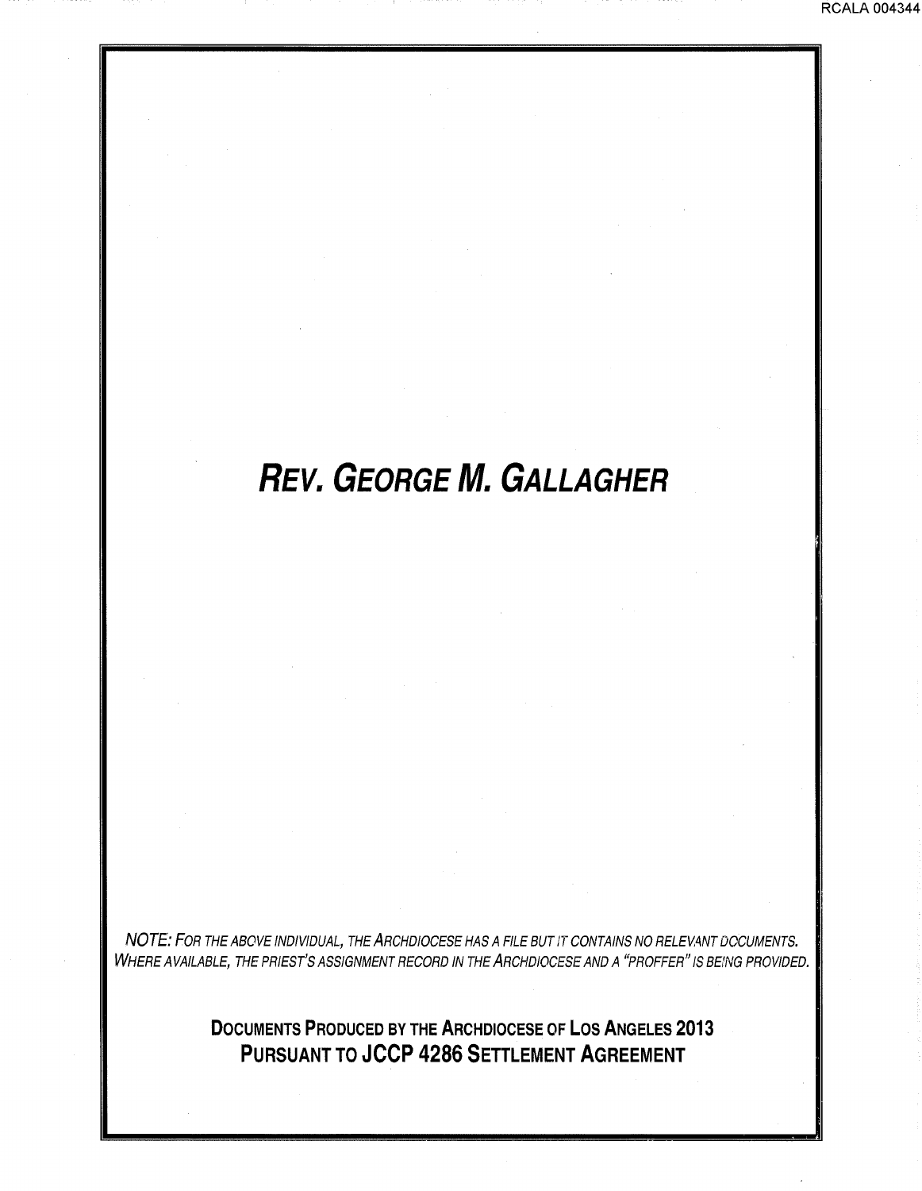# *REV. GEORGE M. GALLAGHER*

*NOTE: FOR THE ABOVE INDIVIDUAL, THE ARCHDIOCESE HAS A FILE BUT IT CONTAINS NO RELEVANT DOCUMENTS. WHERE AVAILABLE, THE PRIEST'S ASSIGNMENT RECORD IN THE ARCHDIOCESE AND A "PROFFER" IS BEING PROVIDED.*

**DOCUMENTS PRODUCED BY THE ARCHDIOCESE OF LOS ANGELES 2013**
**PURSUANT TO JCCP 4286 SETTLEMENT AGREEMENT**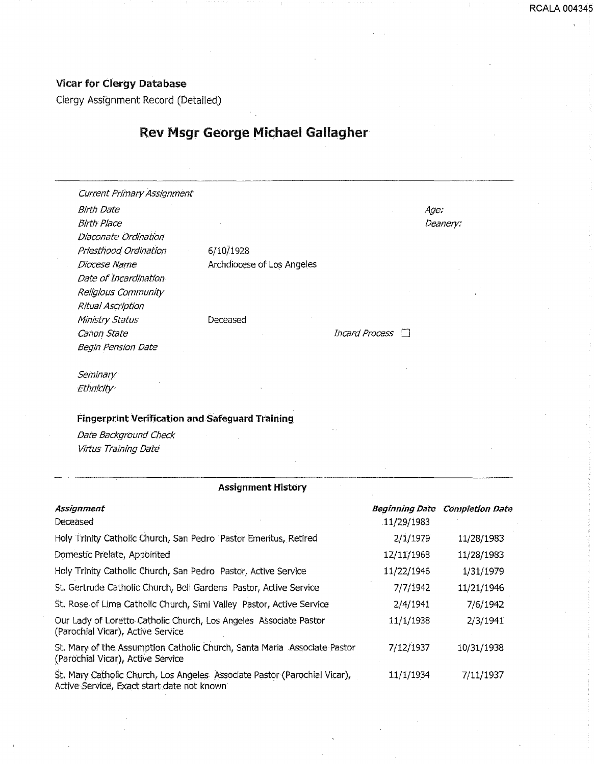**Vicar for Clergy Database**

Clergy Assignment Record (Detailed)

# Rev Msgr George Michael Gallagher

*Current Primary Assignment*

*Birth Date* | *Age:*

*Birth Place* | *Deanery:*

*Diaconate Ordination*

*Priesthood Ordination* 6/10/1928

*Diocese Name* Archdiocese of Los Angeles

*Date of Incardination*

*Religious Community*

*Ritual Ascription*

*Ministry Status* Deceased

*Canon State* | *Incard Process* ☐

*Begin Pension Date*

*Seminary*

*Ethnicity*

**Fingerprint Verification and Safeguard Training**

*Date Background Check*

*Virtus Training Date*

**Assignment History**

| ***Assignment*** | ***Beginning Date*** | ***Completion Date*** |
|---|---|---|
| Deceased | 11/29/1983 | |
| Holy Trinity Catholic Church, San Pedro Pastor Emeritus, Retired | 2/1/1979 | 11/28/1983 |
| Domestic Prelate, Appointed | 12/11/1968 | 11/28/1983 |
| Holy Trinity Catholic Church, San Pedro Pastor, Active Service | 11/22/1946 | 1/31/1979 |
| St. Gertrude Catholic Church, Bell Gardens Pastor, Active Service | 7/7/1942 | 11/21/1946 |
| St. Rose of Lima Catholic Church, Simi Valley Pastor, Active Service | 2/4/1941 | 7/6/1942 |
| Our Lady of Loretto Catholic Church, Los Angeles Associate Pastor (Parochial Vicar), Active Service | 11/1/1938 | 2/3/1941 |
| St. Mary of the Assumption Catholic Church, Santa Maria Associate Pastor (Parochial Vicar), Active Service | 7/12/1937 | 10/31/1938 |
| St. Mary Catholic Church, Los Angeles Associate Pastor (Parochial Vicar), Active Service, Exact start date not known | 11/1/1934 | 7/11/1937 |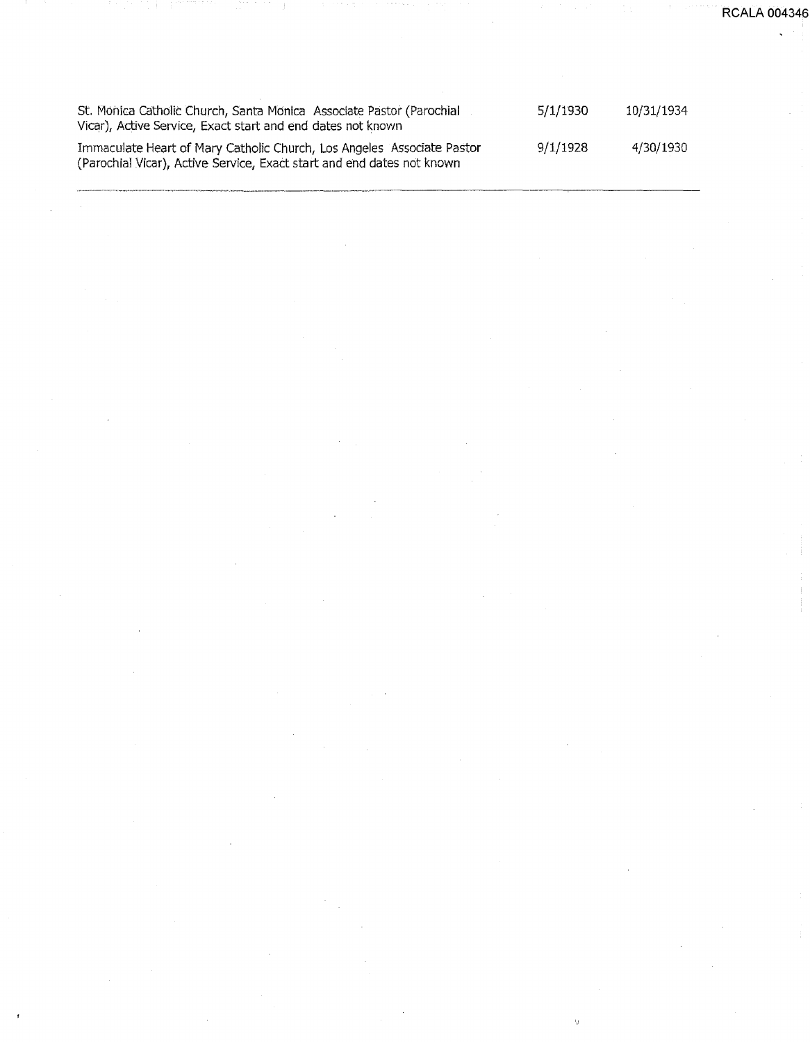| | | |
|---|---|---|
| St. Monica Catholic Church, Santa Monica Associate Pastor (Parochial Vicar), Active Service, Exact start and end dates not known | 5/1/1930 | 10/31/1934 |
| Immaculate Heart of Mary Catholic Church, Los Angeles Associate Pastor (Parochial Vicar), Active Service, Exact start and end dates not known | 9/1/1928 | 4/30/1930 |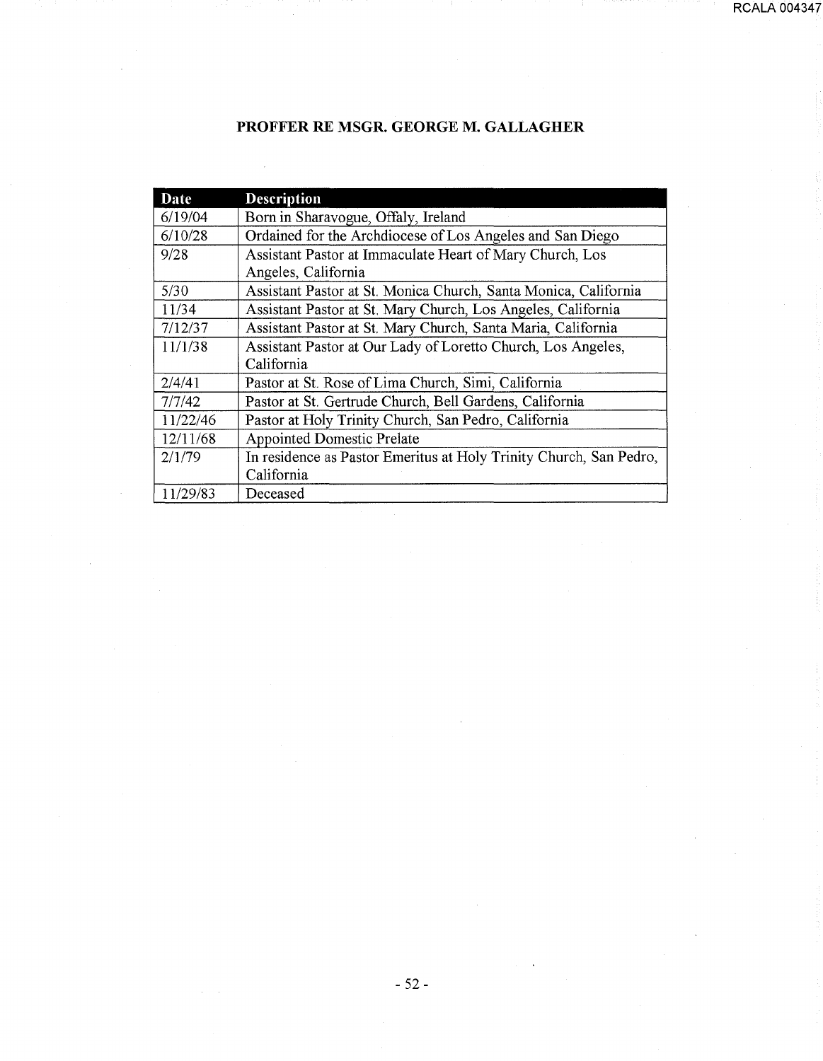# PROFFER RE MSGR. GEORGE M. GALLAGHER

| Date | Description |
|---|---|
| 6/19/04 | Born in Sharavogue, Offaly, Ireland |
| 6/10/28 | Ordained for the Archdiocese of Los Angeles and San Diego |
| 9/28 | Assistant Pastor at Immaculate Heart of Mary Church, Los Angeles, California |
| 5/30 | Assistant Pastor at St. Monica Church, Santa Monica, California |
| 11/34 | Assistant Pastor at St. Mary Church, Los Angeles, California |
| 7/12/37 | Assistant Pastor at St. Mary Church, Santa Maria, California |
| 11/1/38 | Assistant Pastor at Our Lady of Loretto Church, Los Angeles, California |
| 2/4/41 | Pastor at St. Rose of Lima Church, Simi, California |
| 7/7/42 | Pastor at St. Gertrude Church, Bell Gardens, California |
| 11/22/46 | Pastor at Holy Trinity Church, San Pedro, California |
| 12/11/68 | Appointed Domestic Prelate |
| 2/1/79 | In residence as Pastor Emeritus at Holy Trinity Church, San Pedro, California |
| 11/29/83 | Deceased |